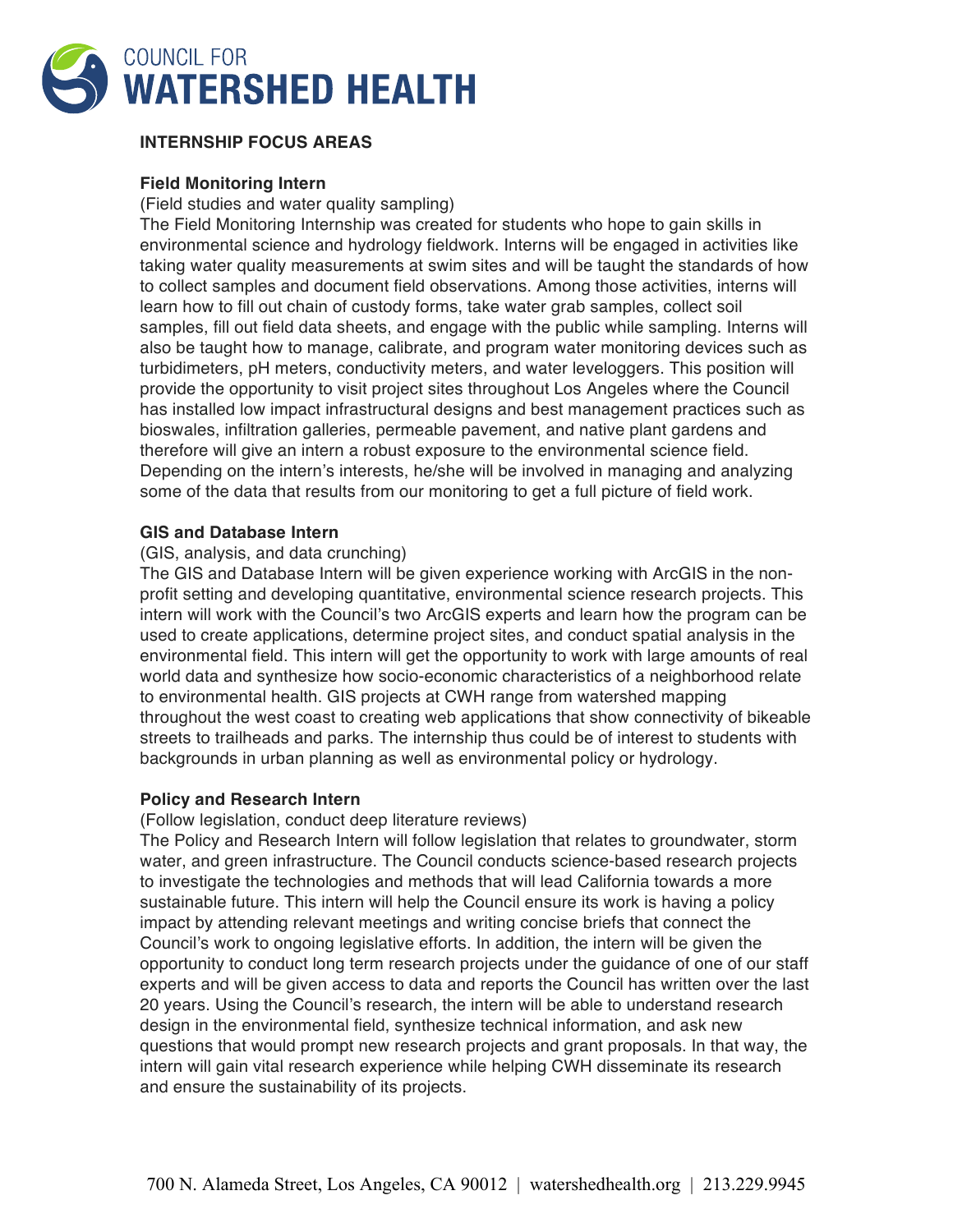# COUNCIL FOR WATERSHED HEALTH

## INTERNSHIP FOCUS AREAS

### Field Monitoring Intern

(Field studies and water quality sampling)

The Field Monitoring Internship was created for students who hope to gain skills in environmental science and hydrology fieldwork. Interns will be engaged in activities like taking water quality measurements at swim sites and will be taught the standards of how to collect samples and document field observations. Among those activities, interns will learn how to fill out chain of custody forms, take water grab samples, collect soil samples, fill out field data sheets, and engage with the public while sampling. Interns will also be taught how to manage, calibrate, and program water monitoring devices such as turbidimeters, pH meters, conductivity meters, and water leveloggers. This position will provide the opportunity to visit project sites throughout Los Angeles where the Council has installed low impact infrastructural designs and best management practices such as bioswales, infiltration galleries, permeable pavement, and native plant gardens and therefore will give an intern a robust exposure to the environmental science field. Depending on the intern's interests, he/she will be involved in managing and analyzing some of the data that results from our monitoring to get a full picture of field work.

### GIS and Database Intern

(GIS, analysis, and data crunching)

The GIS and Database Intern will be given experience working with ArcGIS in the non-profit setting and developing quantitative, environmental science research projects. This intern will work with the Council's two ArcGIS experts and learn how the program can be used to create applications, determine project sites, and conduct spatial analysis in the environmental field. This intern will get the opportunity to work with large amounts of real world data and synthesize how socio-economic characteristics of a neighborhood relate to environmental health. GIS projects at CWH range from watershed mapping throughout the west coast to creating web applications that show connectivity of bikeable streets to trailheads and parks. The internship thus could be of interest to students with backgrounds in urban planning as well as environmental policy or hydrology.

### Policy and Research Intern

(Follow legislation, conduct deep literature reviews)

The Policy and Research Intern will follow legislation that relates to groundwater, storm water, and green infrastructure. The Council conducts science-based research projects to investigate the technologies and methods that will lead California towards a more sustainable future. This intern will help the Council ensure its work is having a policy impact by attending relevant meetings and writing concise briefs that connect the Council's work to ongoing legislative efforts. In addition, the intern will be given the opportunity to conduct long term research projects under the guidance of one of our staff experts and will be given access to data and reports the Council has written over the last 20 years. Using the Council's research, the intern will be able to understand research design in the environmental field, synthesize technical information, and ask new questions that would prompt new research projects and grant proposals. In that way, the intern will gain vital research experience while helping CWH disseminate its research and ensure the sustainability of its projects.

700 N. Alameda Street, Los Angeles, CA 90012 | watershedhealth.org | 213.229.9945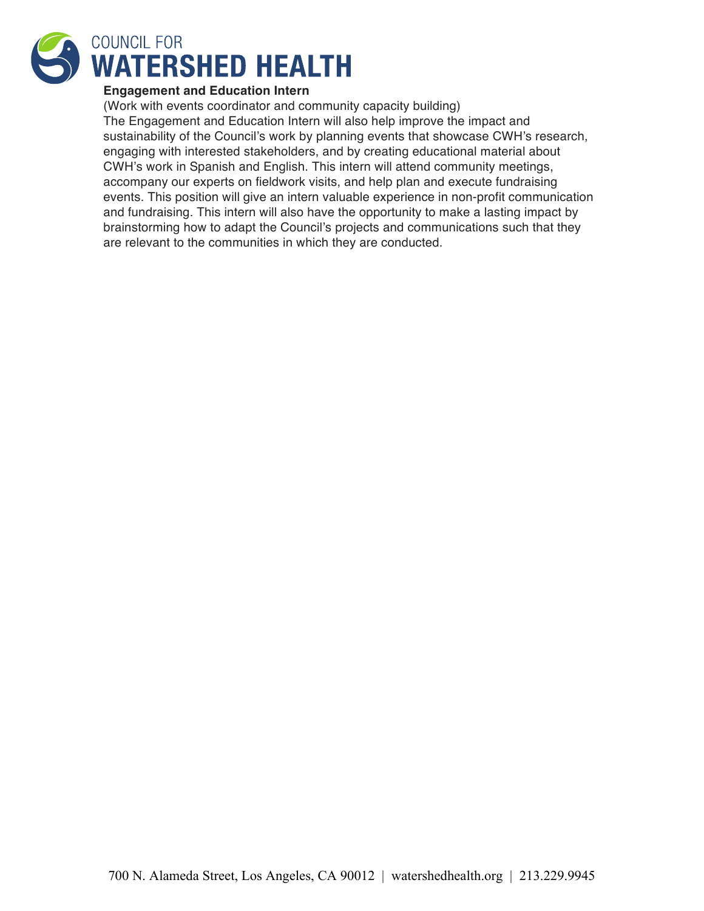**Engagement and Education Intern**

(Work with events coordinator and community capacity building)

The Engagement and Education Intern will also help improve the impact and sustainability of the Council's work by planning events that showcase CWH's research, engaging with interested stakeholders, and by creating educational material about CWH's work in Spanish and English. This intern will attend community meetings, accompany our experts on fieldwork visits, and help plan and execute fundraising events. This position will give an intern valuable experience in non-profit communication and fundraising. This intern will also have the opportunity to make a lasting impact by brainstorming how to adapt the Council's projects and communications such that they are relevant to the communities in which they are conducted.